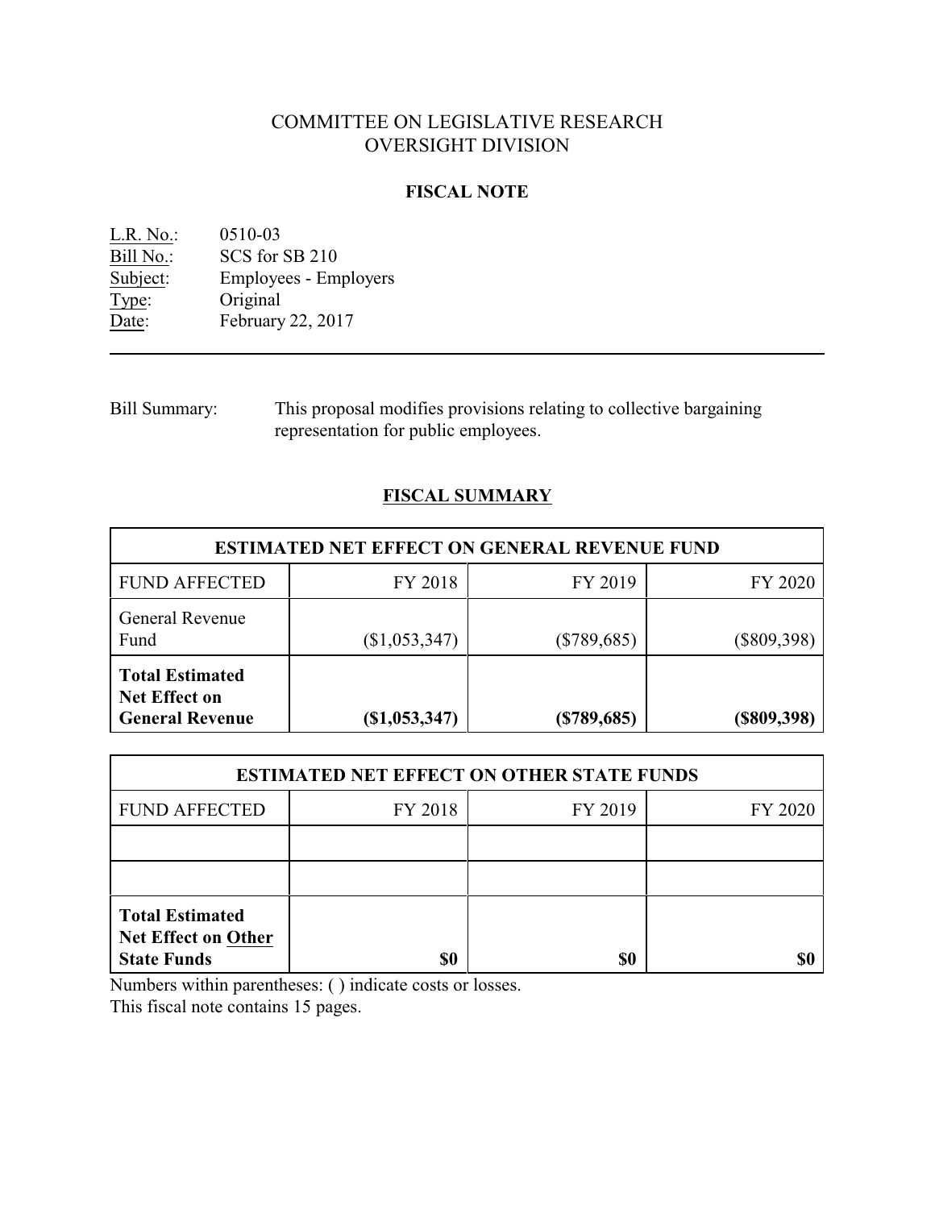# COMMITTEE ON LEGISLATIVE RESEARCH
# OVERSIGHT DIVISION

## FISCAL NOTE

L.R. No.: 0510-03
Bill No.: SCS for SB 210
Subject: Employees - Employers
Type: Original
Date: February 22, 2017

---

Bill Summary: This proposal modifies provisions relating to collective bargaining representation for public employees.

## FISCAL SUMMARY

| ESTIMATED NET EFFECT ON GENERAL REVENUE FUND | | | |
|---|---|---|---|
| FUND AFFECTED | FY 2018 | FY 2019 | FY 2020 |
| General Revenue Fund | ($1,053,347) | ($789,685) | ($809,398) |
| **Total Estimated Net Effect on General Revenue** | **($1,053,347)** | **($789,685)** | **($809,398)** |

| ESTIMATED NET EFFECT ON OTHER STATE FUNDS | | | |
|---|---|---|---|
| FUND AFFECTED | FY 2018 | FY 2019 | FY 2020 |
| | | | |
| | | | |
| **Total Estimated Net Effect on Other State Funds** | **$0** | **$0** | **$0** |

Numbers within parentheses: ( ) indicate costs or losses.
This fiscal note contains 15 pages.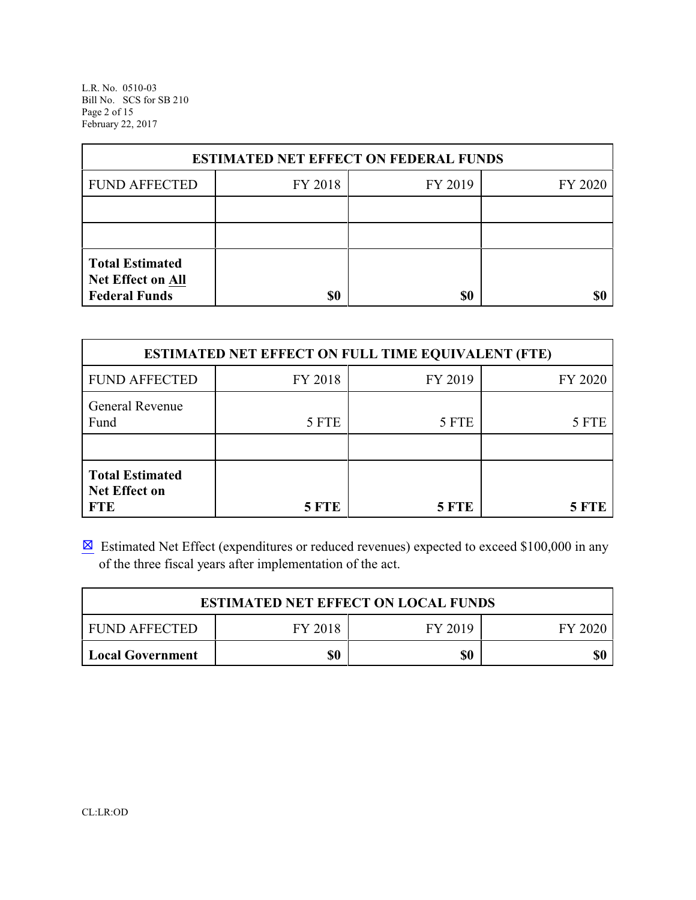| ESTIMATED NET EFFECT ON FEDERAL FUNDS | | | |
|---|---|---|---|
| FUND AFFECTED | FY 2018 | FY 2019 | FY 2020 |
| | | | |
| | | | |
| **Total Estimated Net Effect on All Federal Funds** | **$0** | **$0** | **$0** |

| ESTIMATED NET EFFECT ON FULL TIME EQUIVALENT (FTE) | | | |
|---|---|---|---|
| FUND AFFECTED | FY 2018 | FY 2019 | FY 2020 |
| General Revenue Fund | 5 FTE | 5 FTE | 5 FTE |
| | | | |
| **Total Estimated Net Effect on FTE** | **5 FTE** | **5 FTE** | **5 FTE** |

☒ Estimated Net Effect (expenditures or reduced revenues) expected to exceed $100,000 in any of the three fiscal years after implementation of the act.

| ESTIMATED NET EFFECT ON LOCAL FUNDS | | | |
|---|---|---|---|
| FUND AFFECTED | FY 2018 | FY 2019 | FY 2020 |
| **Local Government** | **$0** | **$0** | **$0** |

CL:LR:OD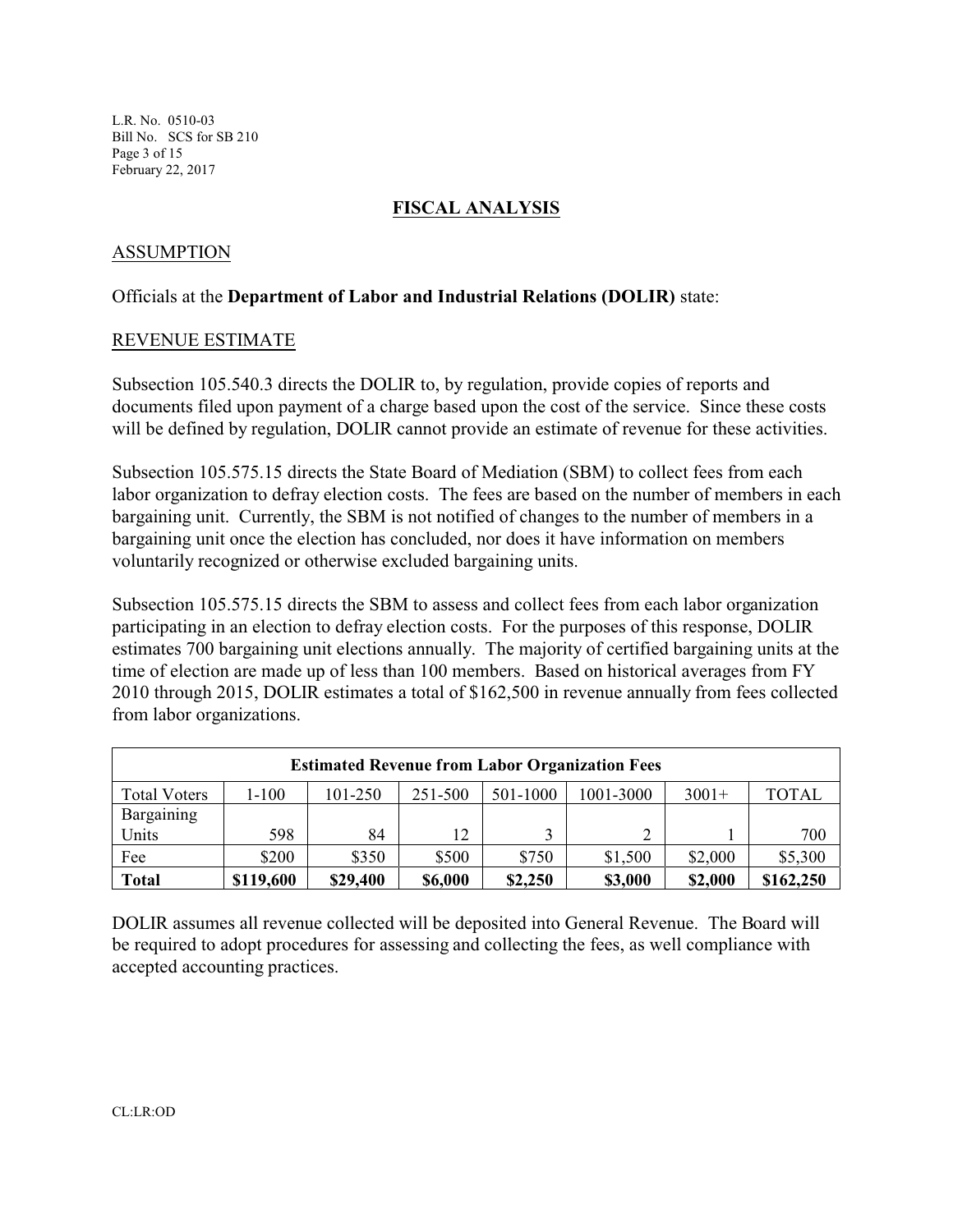## FISCAL ANALYSIS

### ASSUMPTION

Officials at the **Department of Labor and Industrial Relations (DOLIR)** state:

### REVENUE ESTIMATE

Subsection 105.540.3 directs the DOLIR to, by regulation, provide copies of reports and documents filed upon payment of a charge based upon the cost of the service. Since these costs will be defined by regulation, DOLIR cannot provide an estimate of revenue for these activities.

Subsection 105.575.15 directs the State Board of Mediation (SBM) to collect fees from each labor organization to defray election costs. The fees are based on the number of members in each bargaining unit. Currently, the SBM is not notified of changes to the number of members in a bargaining unit once the election has concluded, nor does it have information on members voluntarily recognized or otherwise excluded bargaining units.

Subsection 105.575.15 directs the SBM to assess and collect fees from each labor organization participating in an election to defray election costs. For the purposes of this response, DOLIR estimates 700 bargaining unit elections annually. The majority of certified bargaining units at the time of election are made up of less than 100 members. Based on historical averages from FY 2010 through 2015, DOLIR estimates a total of $162,500 in revenue annually from fees collected from labor organizations.

| Estimated Revenue from Labor Organization Fees | | | | | | | |
|---|---|---|---|---|---|---|---|
| Total Voters | 1-100 | 101-250 | 251-500 | 501-1000 | 1001-3000 | 3001+ | TOTAL |
| Bargaining Units | 598 | 84 | 12 | 3 | 2 | 1 | 700 |
| Fee | $200 | $350 | $500 | $750 | $1,500 | $2,000 | $5,300 |
| **Total** | **$119,600** | **$29,400** | **$6,000** | **$2,250** | **$3,000** | **$2,000** | **$162,250** |

DOLIR assumes all revenue collected will be deposited into General Revenue. The Board will be required to adopt procedures for assessing and collecting the fees, as well compliance with accepted accounting practices.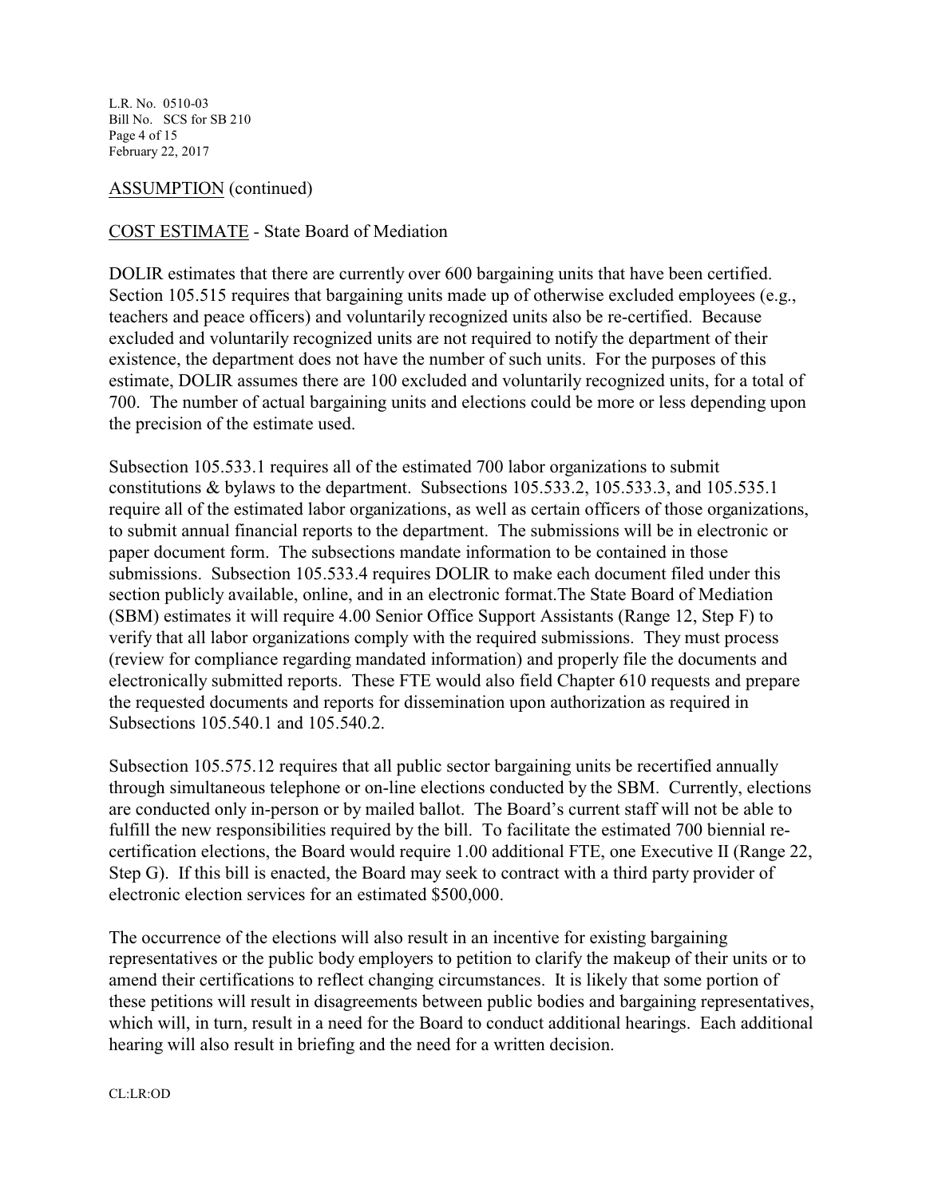ASSUMPTION (continued)

COST ESTIMATE - State Board of Mediation

DOLIR estimates that there are currently over 600 bargaining units that have been certified. Section 105.515 requires that bargaining units made up of otherwise excluded employees (e.g., teachers and peace officers) and voluntarily recognized units also be re-certified. Because excluded and voluntarily recognized units are not required to notify the department of their existence, the department does not have the number of such units. For the purposes of this estimate, DOLIR assumes there are 100 excluded and voluntarily recognized units, for a total of 700. The number of actual bargaining units and elections could be more or less depending upon the precision of the estimate used.

Subsection 105.533.1 requires all of the estimated 700 labor organizations to submit constitutions & bylaws to the department. Subsections 105.533.2, 105.533.3, and 105.535.1 require all of the estimated labor organizations, as well as certain officers of those organizations, to submit annual financial reports to the department. The submissions will be in electronic or paper document form. The subsections mandate information to be contained in those submissions. Subsection 105.533.4 requires DOLIR to make each document filed under this section publicly available, online, and in an electronic format.The State Board of Mediation (SBM) estimates it will require 4.00 Senior Office Support Assistants (Range 12, Step F) to verify that all labor organizations comply with the required submissions. They must process (review for compliance regarding mandated information) and properly file the documents and electronically submitted reports. These FTE would also field Chapter 610 requests and prepare the requested documents and reports for dissemination upon authorization as required in Subsections 105.540.1 and 105.540.2.

Subsection 105.575.12 requires that all public sector bargaining units be recertified annually through simultaneous telephone or on-line elections conducted by the SBM. Currently, elections are conducted only in-person or by mailed ballot. The Board's current staff will not be able to fulfill the new responsibilities required by the bill. To facilitate the estimated 700 biennial re-certification elections, the Board would require 1.00 additional FTE, one Executive II (Range 22, Step G). If this bill is enacted, the Board may seek to contract with a third party provider of electronic election services for an estimated $500,000.

The occurrence of the elections will also result in an incentive for existing bargaining representatives or the public body employers to petition to clarify the makeup of their units or to amend their certifications to reflect changing circumstances. It is likely that some portion of these petitions will result in disagreements between public bodies and bargaining representatives, which will, in turn, result in a need for the Board to conduct additional hearings. Each additional hearing will also result in briefing and the need for a written decision.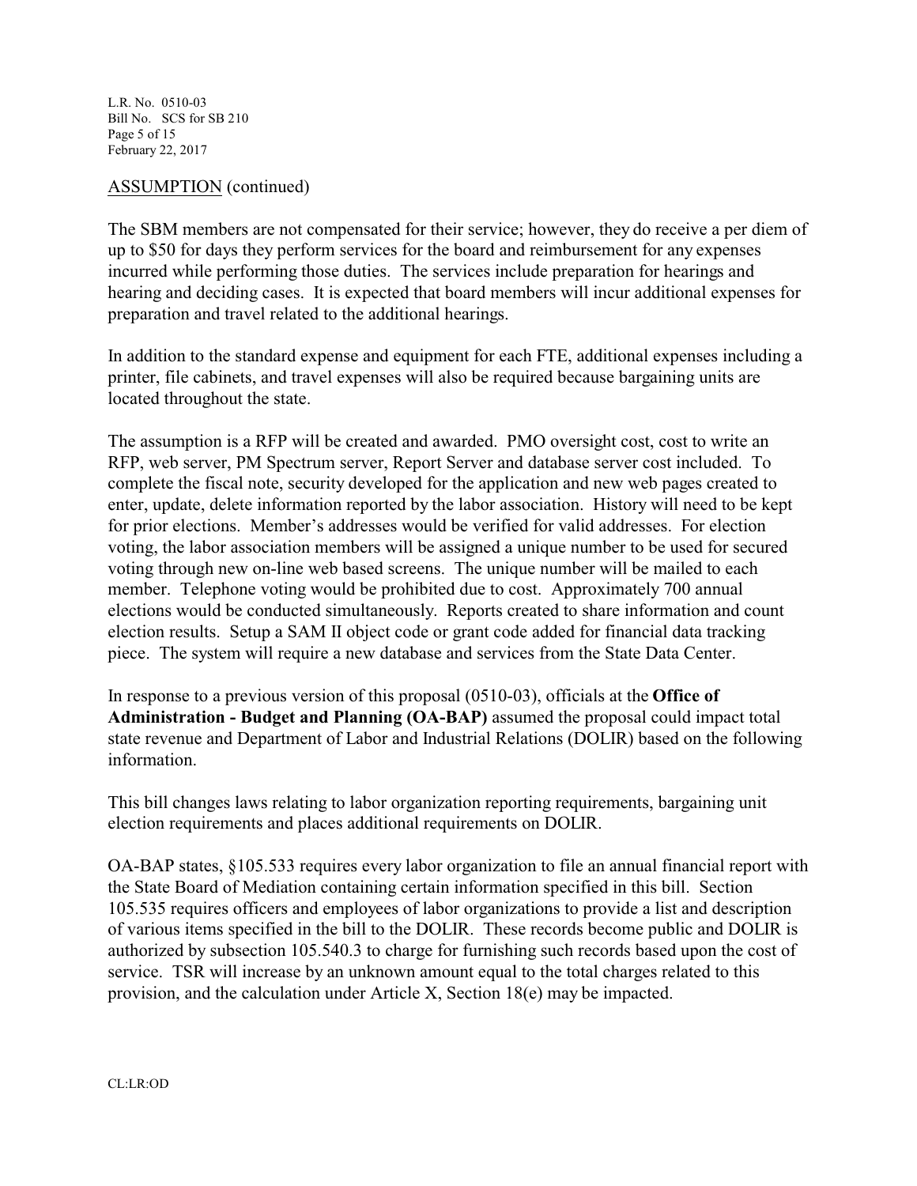ASSUMPTION (continued)

The SBM members are not compensated for their service; however, they do receive a per diem of up to $50 for days they perform services for the board and reimbursement for any expenses incurred while performing those duties. The services include preparation for hearings and hearing and deciding cases. It is expected that board members will incur additional expenses for preparation and travel related to the additional hearings.

In addition to the standard expense and equipment for each FTE, additional expenses including a printer, file cabinets, and travel expenses will also be required because bargaining units are located throughout the state.

The assumption is a RFP will be created and awarded. PMO oversight cost, cost to write an RFP, web server, PM Spectrum server, Report Server and database server cost included. To complete the fiscal note, security developed for the application and new web pages created to enter, update, delete information reported by the labor association. History will need to be kept for prior elections. Member's addresses would be verified for valid addresses. For election voting, the labor association members will be assigned a unique number to be used for secured voting through new on-line web based screens. The unique number will be mailed to each member. Telephone voting would be prohibited due to cost. Approximately 700 annual elections would be conducted simultaneously. Reports created to share information and count election results. Setup a SAM II object code or grant code added for financial data tracking piece. The system will require a new database and services from the State Data Center.

In response to a previous version of this proposal (0510-03), officials at the **Office of Administration - Budget and Planning (OA-BAP)** assumed the proposal could impact total state revenue and Department of Labor and Industrial Relations (DOLIR) based on the following information.

This bill changes laws relating to labor organization reporting requirements, bargaining unit election requirements and places additional requirements on DOLIR.

OA-BAP states, §105.533 requires every labor organization to file an annual financial report with the State Board of Mediation containing certain information specified in this bill. Section 105.535 requires officers and employees of labor organizations to provide a list and description of various items specified in the bill to the DOLIR. These records become public and DOLIR is authorized by subsection 105.540.3 to charge for furnishing such records based upon the cost of service. TSR will increase by an unknown amount equal to the total charges related to this provision, and the calculation under Article X, Section 18(e) may be impacted.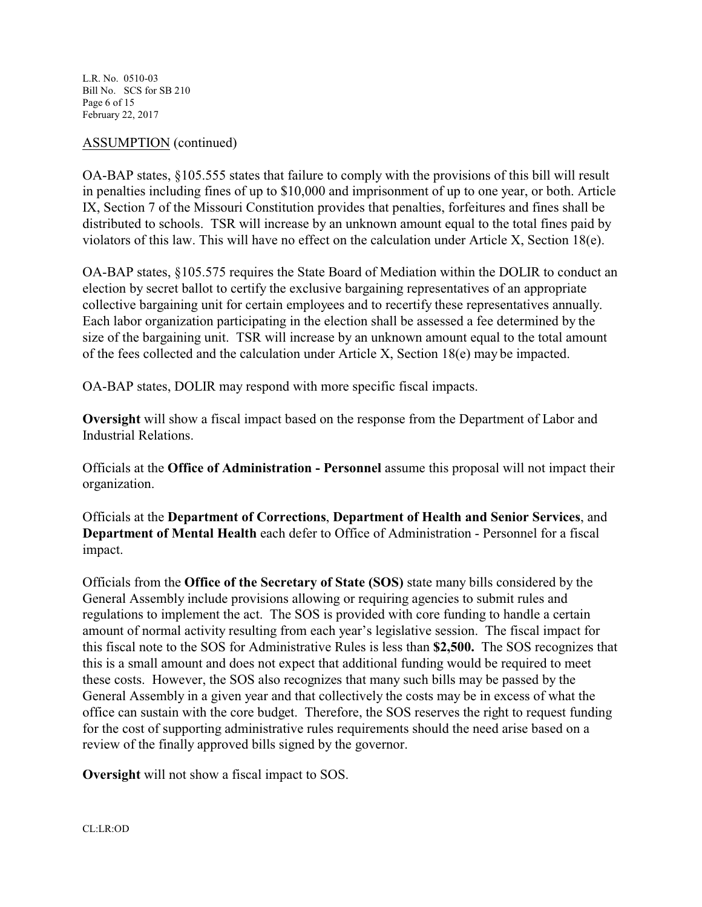ASSUMPTION (continued)

OA-BAP states, §105.555 states that failure to comply with the provisions of this bill will result in penalties including fines of up to $10,000 and imprisonment of up to one year, or both. Article IX, Section 7 of the Missouri Constitution provides that penalties, forfeitures and fines shall be distributed to schools. TSR will increase by an unknown amount equal to the total fines paid by violators of this law. This will have no effect on the calculation under Article X, Section 18(e).

OA-BAP states, §105.575 requires the State Board of Mediation within the DOLIR to conduct an election by secret ballot to certify the exclusive bargaining representatives of an appropriate collective bargaining unit for certain employees and to recertify these representatives annually. Each labor organization participating in the election shall be assessed a fee determined by the size of the bargaining unit. TSR will increase by an unknown amount equal to the total amount of the fees collected and the calculation under Article X, Section 18(e) may be impacted.

OA-BAP states, DOLIR may respond with more specific fiscal impacts.

**Oversight** will show a fiscal impact based on the response from the Department of Labor and Industrial Relations.

Officials at the **Office of Administration - Personnel** assume this proposal will not impact their organization.

Officials at the **Department of Corrections**, **Department of Health and Senior Services**, and **Department of Mental Health** each defer to Office of Administration - Personnel for a fiscal impact.

Officials from the **Office of the Secretary of State (SOS)** state many bills considered by the General Assembly include provisions allowing or requiring agencies to submit rules and regulations to implement the act. The SOS is provided with core funding to handle a certain amount of normal activity resulting from each year's legislative session. The fiscal impact for this fiscal note to the SOS for Administrative Rules is less than **$2,500.** The SOS recognizes that this is a small amount and does not expect that additional funding would be required to meet these costs. However, the SOS also recognizes that many such bills may be passed by the General Assembly in a given year and that collectively the costs may be in excess of what the office can sustain with the core budget. Therefore, the SOS reserves the right to request funding for the cost of supporting administrative rules requirements should the need arise based on a review of the finally approved bills signed by the governor.

**Oversight** will not show a fiscal impact to SOS.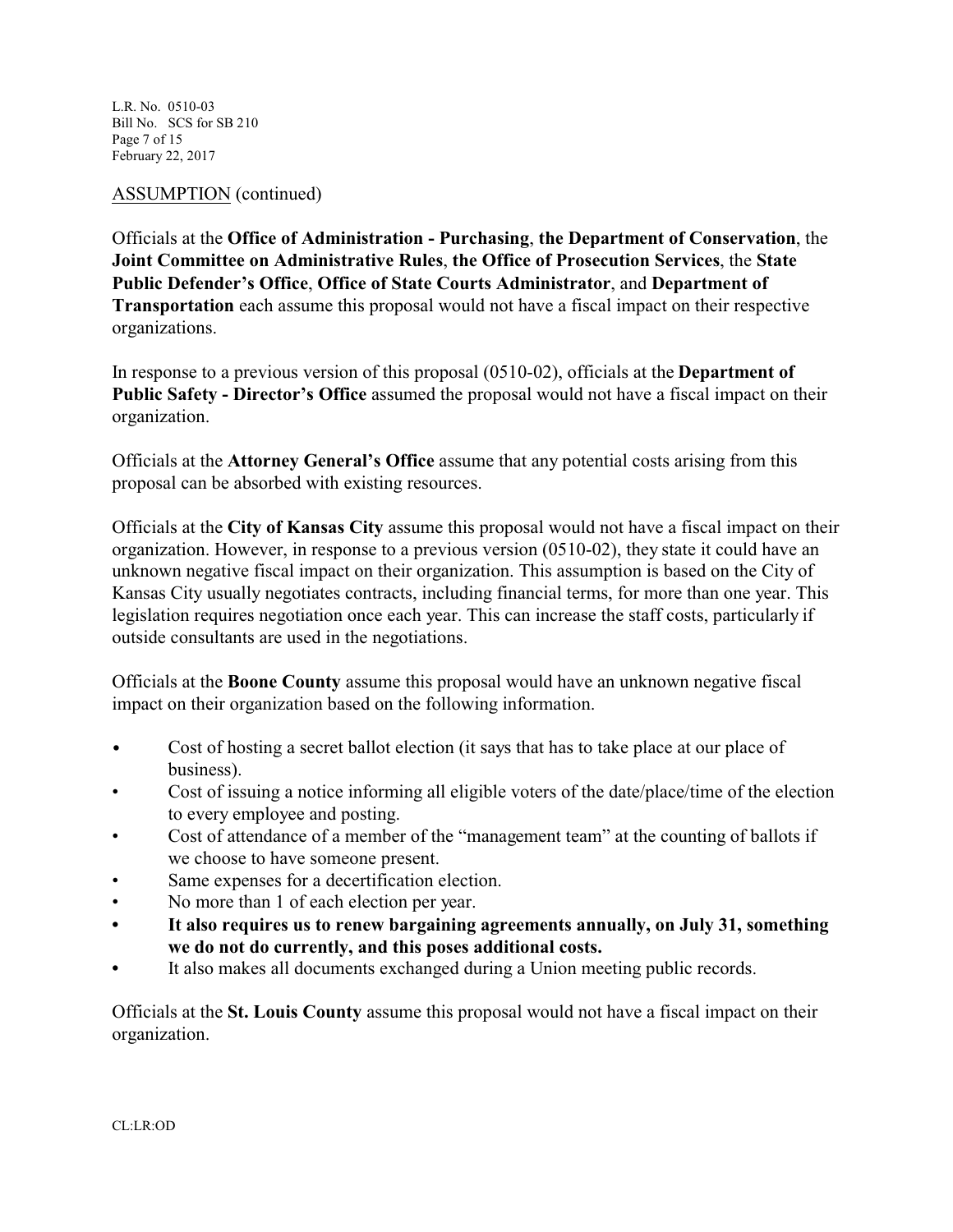ASSUMPTION (continued)

Officials at the **Office of Administration - Purchasing**, **the Department of Conservation**, the **Joint Committee on Administrative Rules**, **the Office of Prosecution Services**, the **State Public Defender's Office**, **Office of State Courts Administrator**, and **Department of Transportation** each assume this proposal would not have a fiscal impact on their respective organizations.

In response to a previous version of this proposal (0510-02), officials at the **Department of Public Safety - Director's Office** assumed the proposal would not have a fiscal impact on their organization.

Officials at the **Attorney General's Office** assume that any potential costs arising from this proposal can be absorbed with existing resources.

Officials at the **City of Kansas City** assume this proposal would not have a fiscal impact on their organization. However, in response to a previous version (0510-02), they state it could have an unknown negative fiscal impact on their organization. This assumption is based on the City of Kansas City usually negotiates contracts, including financial terms, for more than one year. This legislation requires negotiation once each year. This can increase the staff costs, particularly if outside consultants are used in the negotiations.

Officials at the **Boone County** assume this proposal would have an unknown negative fiscal impact on their organization based on the following information.

- Cost of hosting a secret ballot election (it says that has to take place at our place of business).
- Cost of issuing a notice informing all eligible voters of the date/place/time of the election to every employee and posting.
- Cost of attendance of a member of the "management team" at the counting of ballots if we choose to have someone present.
- Same expenses for a decertification election.
- No more than 1 of each election per year.
- **It also requires us to renew bargaining agreements annually, on July 31, something we do not do currently, and this poses additional costs.**
- It also makes all documents exchanged during a Union meeting public records.

Officials at the **St. Louis County** assume this proposal would not have a fiscal impact on their organization.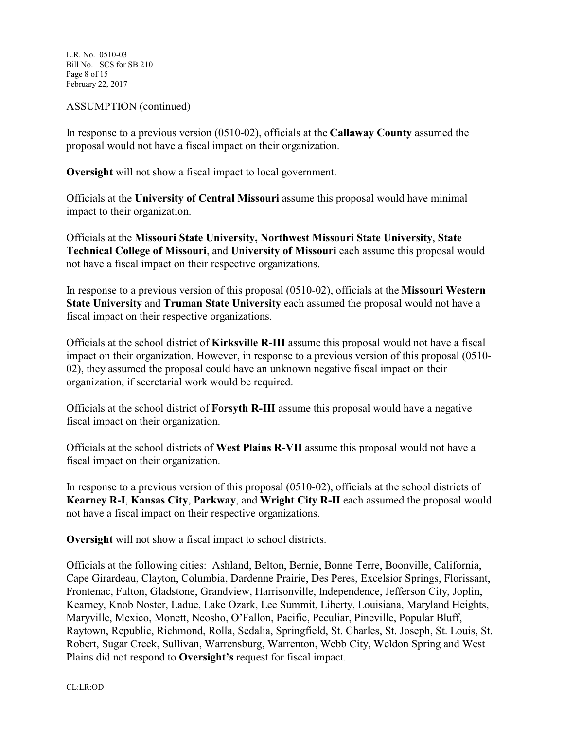ASSUMPTION (continued)

In response to a previous version (0510-02), officials at the **Callaway County** assumed the proposal would not have a fiscal impact on their organization.

**Oversight** will not show a fiscal impact to local government.

Officials at the **University of Central Missouri** assume this proposal would have minimal impact to their organization.

Officials at the **Missouri State University, Northwest Missouri State University**, **State Technical College of Missouri**, and **University of Missouri** each assume this proposal would not have a fiscal impact on their respective organizations.

In response to a previous version of this proposal (0510-02), officials at the **Missouri Western State University** and **Truman State University** each assumed the proposal would not have a fiscal impact on their respective organizations.

Officials at the school district of **Kirksville R-III** assume this proposal would not have a fiscal impact on their organization. However, in response to a previous version of this proposal (0510-02), they assumed the proposal could have an unknown negative fiscal impact on their organization, if secretarial work would be required.

Officials at the school district of **Forsyth R-III** assume this proposal would have a negative fiscal impact on their organization.

Officials at the school districts of **West Plains R-VII** assume this proposal would not have a fiscal impact on their organization.

In response to a previous version of this proposal (0510-02), officials at the school districts of **Kearney R-I**, **Kansas City**, **Parkway**, and **Wright City R-II** each assumed the proposal would not have a fiscal impact on their respective organizations.

**Oversight** will not show a fiscal impact to school districts.

Officials at the following cities: Ashland, Belton, Bernie, Bonne Terre, Boonville, California, Cape Girardeau, Clayton, Columbia, Dardenne Prairie, Des Peres, Excelsior Springs, Florissant, Frontenac, Fulton, Gladstone, Grandview, Harrisonville, Independence, Jefferson City, Joplin, Kearney, Knob Noster, Ladue, Lake Ozark, Lee Summit, Liberty, Louisiana, Maryland Heights, Maryville, Mexico, Monett, Neosho, O'Fallon, Pacific, Peculiar, Pineville, Popular Bluff, Raytown, Republic, Richmond, Rolla, Sedalia, Springfield, St. Charles, St. Joseph, St. Louis, St. Robert, Sugar Creek, Sullivan, Warrensburg, Warrenton, Webb City, Weldon Spring and West Plains did not respond to **Oversight's** request for fiscal impact.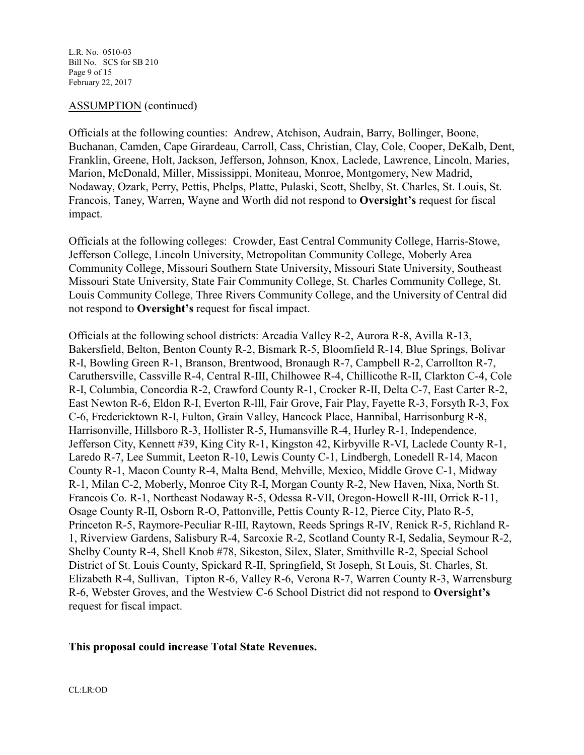ASSUMPTION (continued)

Officials at the following counties: Andrew, Atchison, Audrain, Barry, Bollinger, Boone, Buchanan, Camden, Cape Girardeau, Carroll, Cass, Christian, Clay, Cole, Cooper, DeKalb, Dent, Franklin, Greene, Holt, Jackson, Jefferson, Johnson, Knox, Laclede, Lawrence, Lincoln, Maries, Marion, McDonald, Miller, Mississippi, Moniteau, Monroe, Montgomery, New Madrid, Nodaway, Ozark, Perry, Pettis, Phelps, Platte, Pulaski, Scott, Shelby, St. Charles, St. Louis, St. Francois, Taney, Warren, Wayne and Worth did not respond to **Oversight's** request for fiscal impact.

Officials at the following colleges: Crowder, East Central Community College, Harris-Stowe, Jefferson College, Lincoln University, Metropolitan Community College, Moberly Area Community College, Missouri Southern State University, Missouri State University, Southeast Missouri State University, State Fair Community College, St. Charles Community College, St. Louis Community College, Three Rivers Community College, and the University of Central did not respond to **Oversight's** request for fiscal impact.

Officials at the following school districts: Arcadia Valley R-2, Aurora R-8, Avilla R-13, Bakersfield, Belton, Benton County R-2, Bismark R-5, Bloomfield R-14, Blue Springs, Bolivar R-I, Bowling Green R-1, Branson, Brentwood, Bronaugh R-7, Campbell R-2, Carrollton R-7, Caruthersville, Cassville R-4, Central R-III, Chilhowee R-4, Chillicothe R-II, Clarkton C-4, Cole R-I, Columbia, Concordia R-2, Crawford County R-1, Crocker R-II, Delta C-7, East Carter R-2, East Newton R-6, Eldon R-I, Everton R-lll, Fair Grove, Fair Play, Fayette R-3, Forsyth R-3, Fox C-6, Fredericktown R-I, Fulton, Grain Valley, Hancock Place, Hannibal, Harrisonburg R-8, Harrisonville, Hillsboro R-3, Hollister R-5, Humansville R-4, Hurley R-1, Independence, Jefferson City, Kennett #39, King City R-1, Kingston 42, Kirbyville R-VI, Laclede County R-1, Laredo R-7, Lee Summit, Leeton R-10, Lewis County C-1, Lindbergh, Lonedell R-14, Macon County R-1, Macon County R-4, Malta Bend, Mehville, Mexico, Middle Grove C-1, Midway R-1, Milan C-2, Moberly, Monroe City R-I, Morgan County R-2, New Haven, Nixa, North St. Francois Co. R-1, Northeast Nodaway R-5, Odessa R-VII, Oregon-Howell R-III, Orrick R-11, Osage County R-II, Osborn R-O, Pattonville, Pettis County R-12, Pierce City, Plato R-5, Princeton R-5, Raymore-Peculiar R-III, Raytown, Reeds Springs R-IV, Renick R-5, Richland R-1, Riverview Gardens, Salisbury R-4, Sarcoxie R-2, Scotland County R-I, Sedalia, Seymour R-2, Shelby County R-4, Shell Knob #78, Sikeston, Silex, Slater, Smithville R-2, Special School District of St. Louis County, Spickard R-II, Springfield, St Joseph, St Louis, St. Charles, St. Elizabeth R-4, Sullivan, Tipton R-6, Valley R-6, Verona R-7, Warren County R-3, Warrensburg R-6, Webster Groves, and the Westview C-6 School District did not respond to **Oversight's** request for fiscal impact.

**This proposal could increase Total State Revenues.**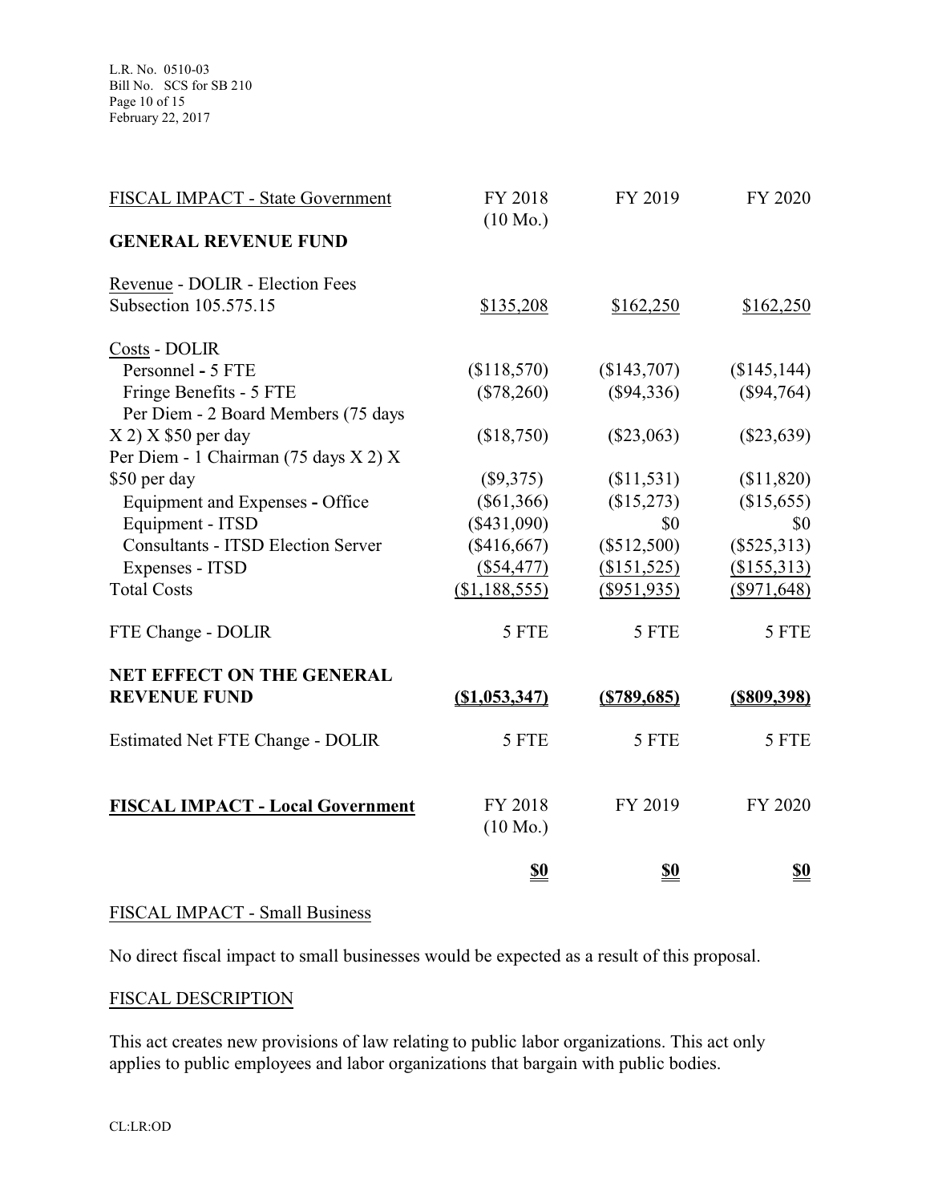| FISCAL IMPACT - State Government | FY 2018 (10 Mo.) | FY 2019 | FY 2020 |
|---|---|---|---|
| **GENERAL REVENUE FUND** | | | |
| Revenue - DOLIR - Election Fees Subsection 105.575.15 | $135,208 | $162,250 | $162,250 |
| Costs - DOLIR | | | |
| Personnel - 5 FTE | ($118,570) | ($143,707) | ($145,144) |
| Fringe Benefits - 5 FTE | ($78,260) | ($94,336) | ($94,764) |
| Per Diem - 2 Board Members (75 days X 2) X $50 per day | ($18,750) | ($23,063) | ($23,639) |
| Per Diem - 1 Chairman (75 days X 2) X $50 per day | ($9,375) | ($11,531) | ($11,820) |
| Equipment and Expenses - Office | ($61,366) | ($15,273) | ($15,655) |
| Equipment - ITSD | ($431,090) | $0 | $0 |
| Consultants - ITSD Election Server | ($416,667) | ($512,500) | ($525,313) |
| Expenses - ITSD | ($54,477) | ($151,525) | ($155,313) |
| Total Costs | ($1,188,555) | ($951,935) | ($971,648) |
| FTE Change - DOLIR | 5 FTE | 5 FTE | 5 FTE |
| **NET EFFECT ON THE GENERAL REVENUE FUND** | **($1,053,347)** | **($789,685)** | **($809,398)** |
| Estimated Net FTE Change - DOLIR | 5 FTE | 5 FTE | 5 FTE |

| **FISCAL IMPACT - Local Government** | FY 2018 (10 Mo.) | FY 2019 | FY 2020 |
|---|---|---|---|
| | **$0** | **$0** | **$0** |

FISCAL IMPACT - Small Business

No direct fiscal impact to small businesses would be expected as a result of this proposal.

FISCAL DESCRIPTION

This act creates new provisions of law relating to public labor organizations. This act only applies to public employees and labor organizations that bargain with public bodies.

CL:LR:OD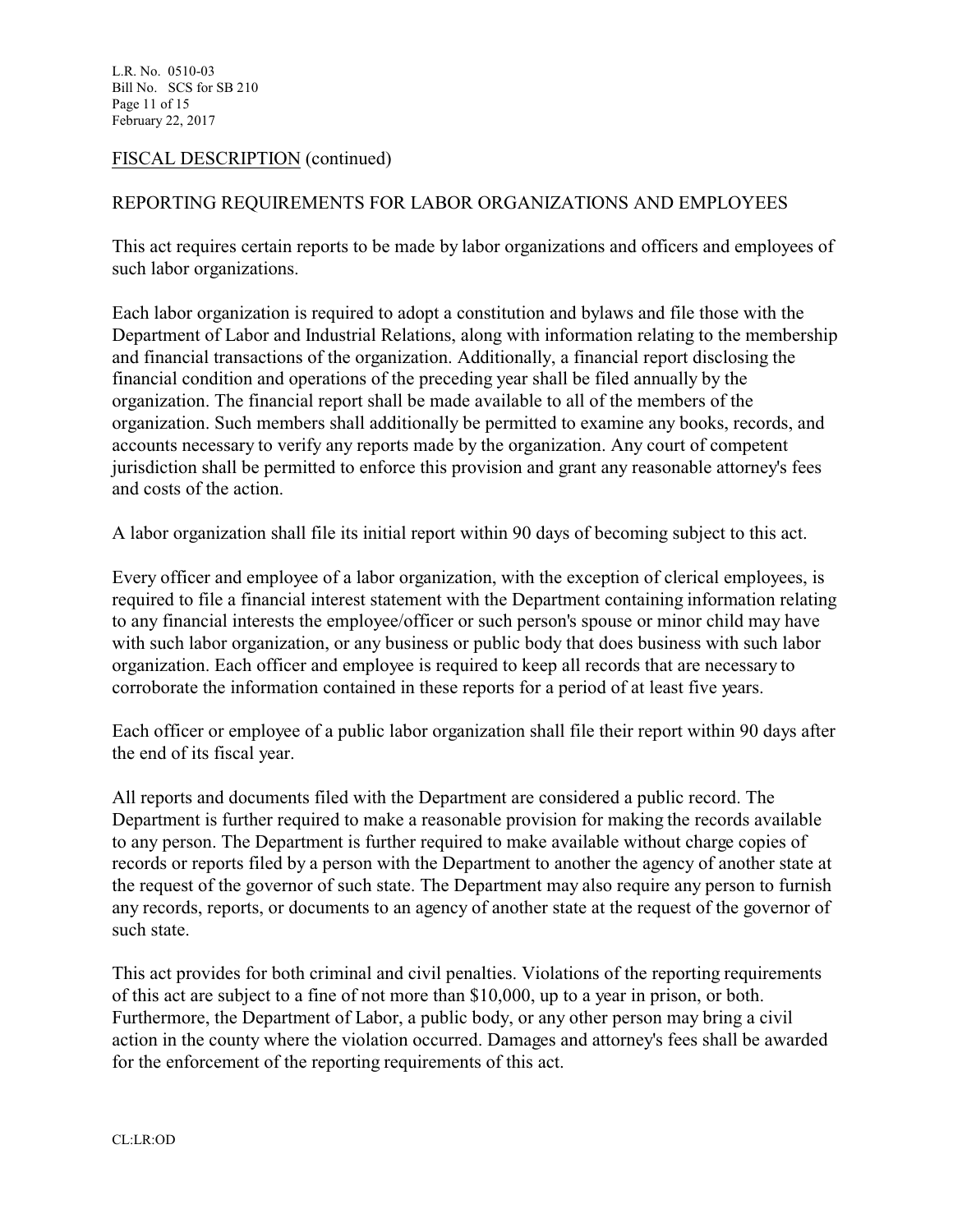FISCAL DESCRIPTION (continued)

REPORTING REQUIREMENTS FOR LABOR ORGANIZATIONS AND EMPLOYEES

This act requires certain reports to be made by labor organizations and officers and employees of such labor organizations.

Each labor organization is required to adopt a constitution and bylaws and file those with the Department of Labor and Industrial Relations, along with information relating to the membership and financial transactions of the organization. Additionally, a financial report disclosing the financial condition and operations of the preceding year shall be filed annually by the organization. The financial report shall be made available to all of the members of the organization. Such members shall additionally be permitted to examine any books, records, and accounts necessary to verify any reports made by the organization. Any court of competent jurisdiction shall be permitted to enforce this provision and grant any reasonable attorney's fees and costs of the action.

A labor organization shall file its initial report within 90 days of becoming subject to this act.

Every officer and employee of a labor organization, with the exception of clerical employees, is required to file a financial interest statement with the Department containing information relating to any financial interests the employee/officer or such person's spouse or minor child may have with such labor organization, or any business or public body that does business with such labor organization. Each officer and employee is required to keep all records that are necessary to corroborate the information contained in these reports for a period of at least five years.

Each officer or employee of a public labor organization shall file their report within 90 days after the end of its fiscal year.

All reports and documents filed with the Department are considered a public record. The Department is further required to make a reasonable provision for making the records available to any person. The Department is further required to make available without charge copies of records or reports filed by a person with the Department to another the agency of another state at the request of the governor of such state. The Department may also require any person to furnish any records, reports, or documents to an agency of another state at the request of the governor of such state.

This act provides for both criminal and civil penalties. Violations of the reporting requirements of this act are subject to a fine of not more than $10,000, up to a year in prison, or both. Furthermore, the Department of Labor, a public body, or any other person may bring a civil action in the county where the violation occurred. Damages and attorney's fees shall be awarded for the enforcement of the reporting requirements of this act.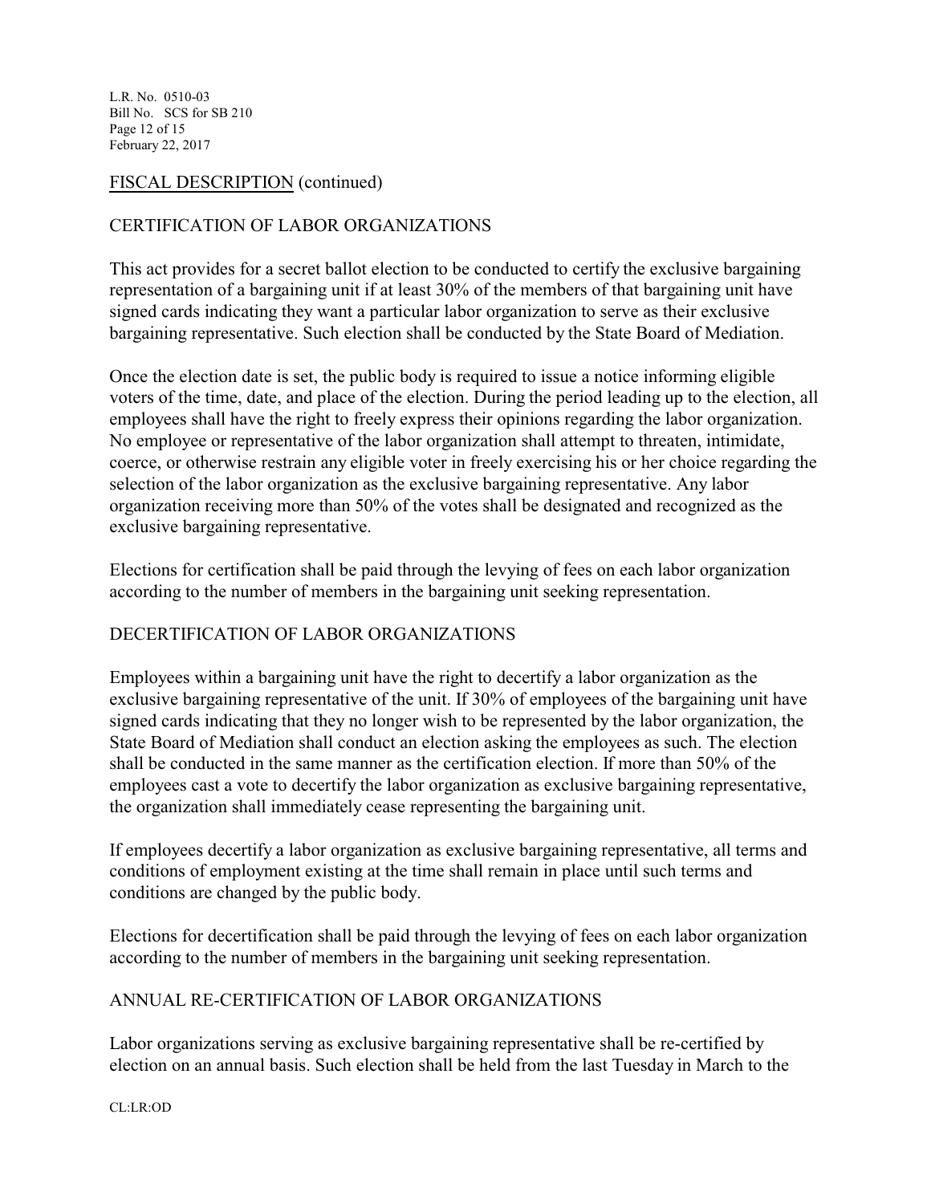## FISCAL DESCRIPTION (continued)

### CERTIFICATION OF LABOR ORGANIZATIONS

This act provides for a secret ballot election to be conducted to certify the exclusive bargaining representation of a bargaining unit if at least 30% of the members of that bargaining unit have signed cards indicating they want a particular labor organization to serve as their exclusive bargaining representative. Such election shall be conducted by the State Board of Mediation.

Once the election date is set, the public body is required to issue a notice informing eligible voters of the time, date, and place of the election. During the period leading up to the election, all employees shall have the right to freely express their opinions regarding the labor organization. No employee or representative of the labor organization shall attempt to threaten, intimidate, coerce, or otherwise restrain any eligible voter in freely exercising his or her choice regarding the selection of the labor organization as the exclusive bargaining representative. Any labor organization receiving more than 50% of the votes shall be designated and recognized as the exclusive bargaining representative.

Elections for certification shall be paid through the levying of fees on each labor organization according to the number of members in the bargaining unit seeking representation.

### DECERTIFICATION OF LABOR ORGANIZATIONS

Employees within a bargaining unit have the right to decertify a labor organization as the exclusive bargaining representative of the unit. If 30% of employees of the bargaining unit have signed cards indicating that they no longer wish to be represented by the labor organization, the State Board of Mediation shall conduct an election asking the employees as such. The election shall be conducted in the same manner as the certification election. If more than 50% of the employees cast a vote to decertify the labor organization as exclusive bargaining representative, the organization shall immediately cease representing the bargaining unit.

If employees decertify a labor organization as exclusive bargaining representative, all terms and conditions of employment existing at the time shall remain in place until such terms and conditions are changed by the public body.

Elections for decertification shall be paid through the levying of fees on each labor organization according to the number of members in the bargaining unit seeking representation.

### ANNUAL RE-CERTIFICATION OF LABOR ORGANIZATIONS

Labor organizations serving as exclusive bargaining representative shall be re-certified by election on an annual basis. Such election shall be held from the last Tuesday in March to the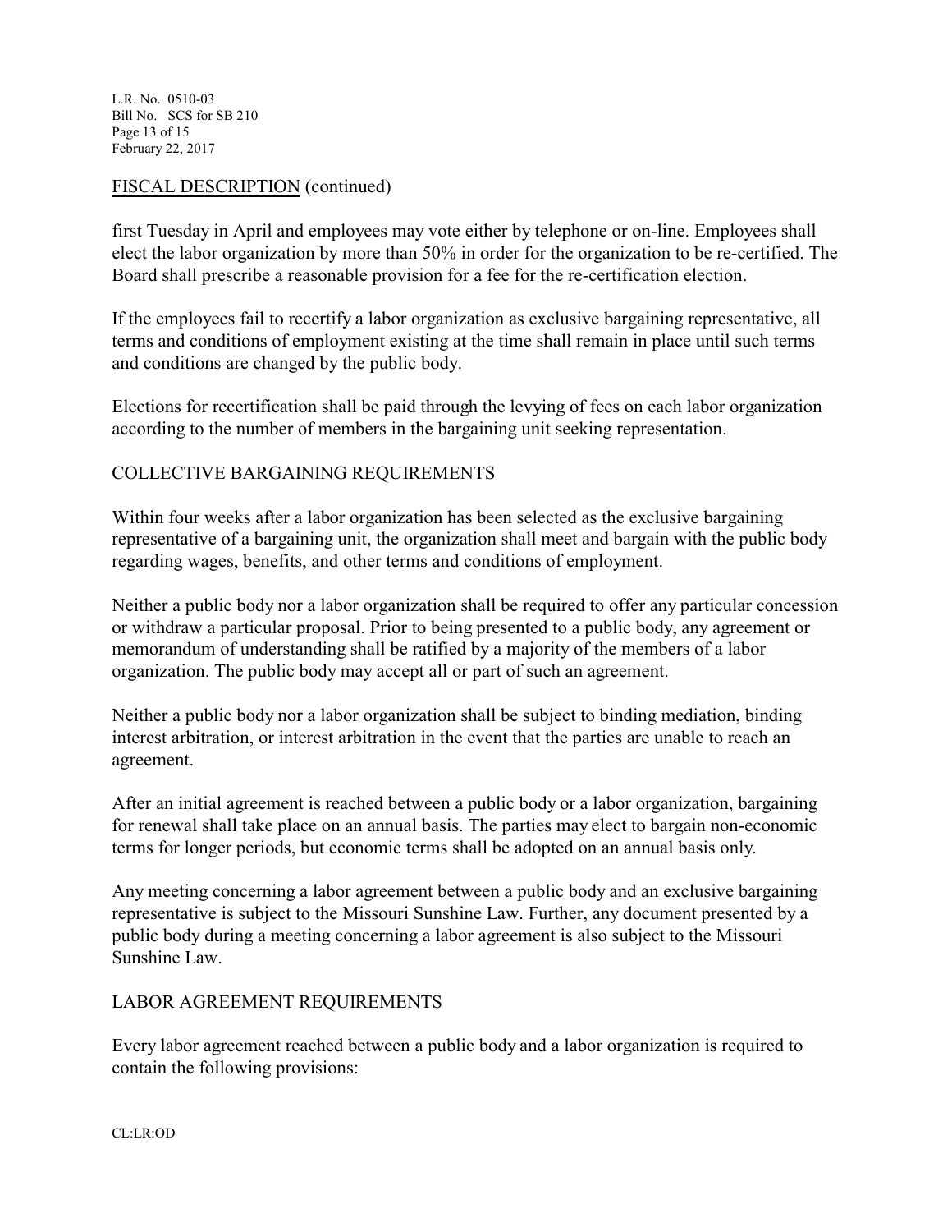## FISCAL DESCRIPTION (continued)

first Tuesday in April and employees may vote either by telephone or on-line. Employees shall elect the labor organization by more than 50% in order for the organization to be re-certified. The Board shall prescribe a reasonable provision for a fee for the re-certification election.

If the employees fail to recertify a labor organization as exclusive bargaining representative, all terms and conditions of employment existing at the time shall remain in place until such terms and conditions are changed by the public body.

Elections for recertification shall be paid through the levying of fees on each labor organization according to the number of members in the bargaining unit seeking representation.

COLLECTIVE BARGAINING REQUIREMENTS

Within four weeks after a labor organization has been selected as the exclusive bargaining representative of a bargaining unit, the organization shall meet and bargain with the public body regarding wages, benefits, and other terms and conditions of employment.

Neither a public body nor a labor organization shall be required to offer any particular concession or withdraw a particular proposal. Prior to being presented to a public body, any agreement or memorandum of understanding shall be ratified by a majority of the members of a labor organization. The public body may accept all or part of such an agreement.

Neither a public body nor a labor organization shall be subject to binding mediation, binding interest arbitration, or interest arbitration in the event that the parties are unable to reach an agreement.

After an initial agreement is reached between a public body or a labor organization, bargaining for renewal shall take place on an annual basis. The parties may elect to bargain non-economic terms for longer periods, but economic terms shall be adopted on an annual basis only.

Any meeting concerning a labor agreement between a public body and an exclusive bargaining representative is subject to the Missouri Sunshine Law. Further, any document presented by a public body during a meeting concerning a labor agreement is also subject to the Missouri Sunshine Law.

LABOR AGREEMENT REQUIREMENTS

Every labor agreement reached between a public body and a labor organization is required to contain the following provisions:

CL:LR:OD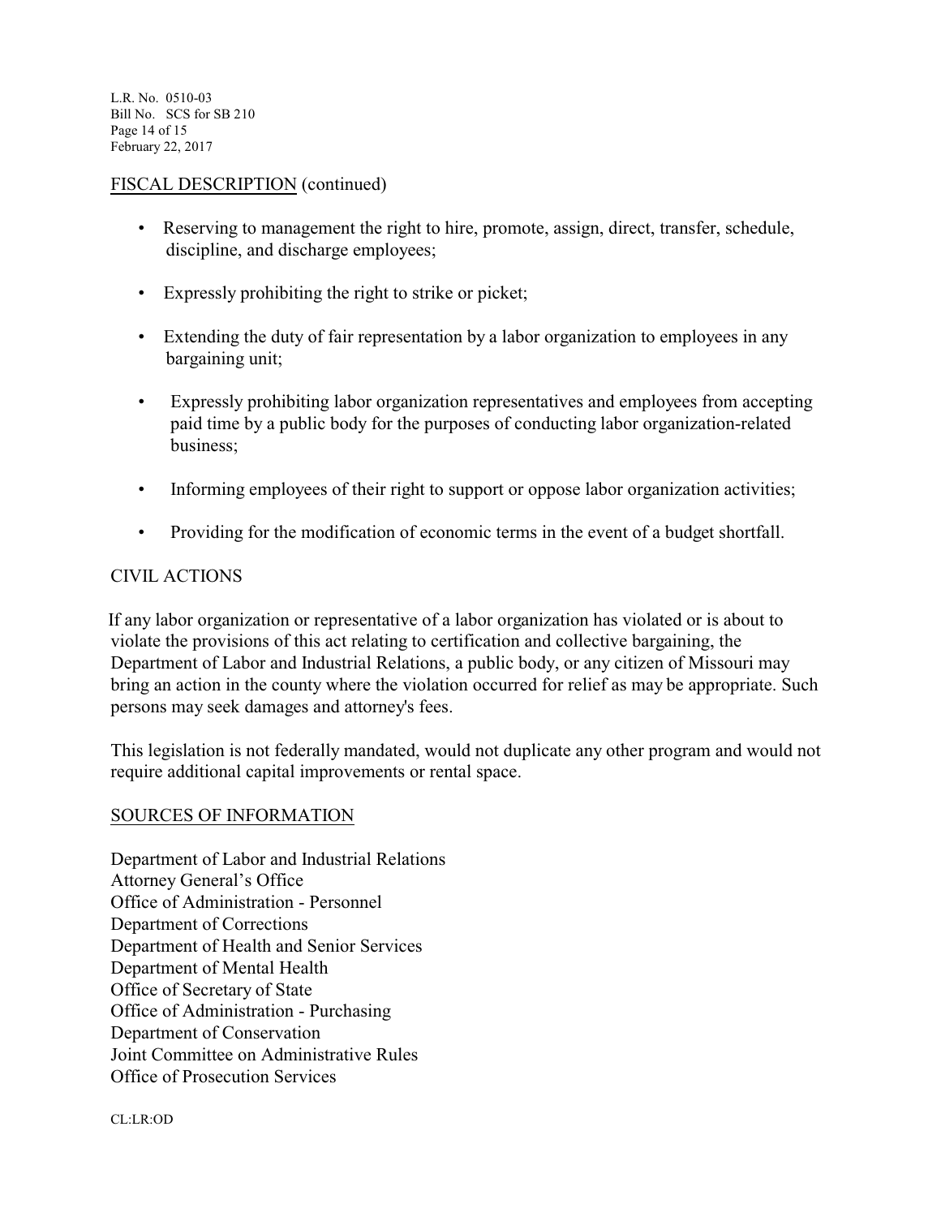## FISCAL DESCRIPTION (continued)

- Reserving to management the right to hire, promote, assign, direct, transfer, schedule, discipline, and discharge employees;
- Expressly prohibiting the right to strike or picket;
- Extending the duty of fair representation by a labor organization to employees in any bargaining unit;
- Expressly prohibiting labor organization representatives and employees from accepting paid time by a public body for the purposes of conducting labor organization-related business;
- Informing employees of their right to support or oppose labor organization activities;
- Providing for the modification of economic terms in the event of a budget shortfall.

### CIVIL ACTIONS

If any labor organization or representative of a labor organization has violated or is about to violate the provisions of this act relating to certification and collective bargaining, the Department of Labor and Industrial Relations, a public body, or any citizen of Missouri may bring an action in the county where the violation occurred for relief as may be appropriate. Such persons may seek damages and attorney's fees.

This legislation is not federally mandated, would not duplicate any other program and would not require additional capital improvements or rental space.

## SOURCES OF INFORMATION

Department of Labor and Industrial Relations
Attorney General's Office
Office of Administration - Personnel
Department of Corrections
Department of Health and Senior Services
Department of Mental Health
Office of Secretary of State
Office of Administration - Purchasing
Department of Conservation
Joint Committee on Administrative Rules
Office of Prosecution Services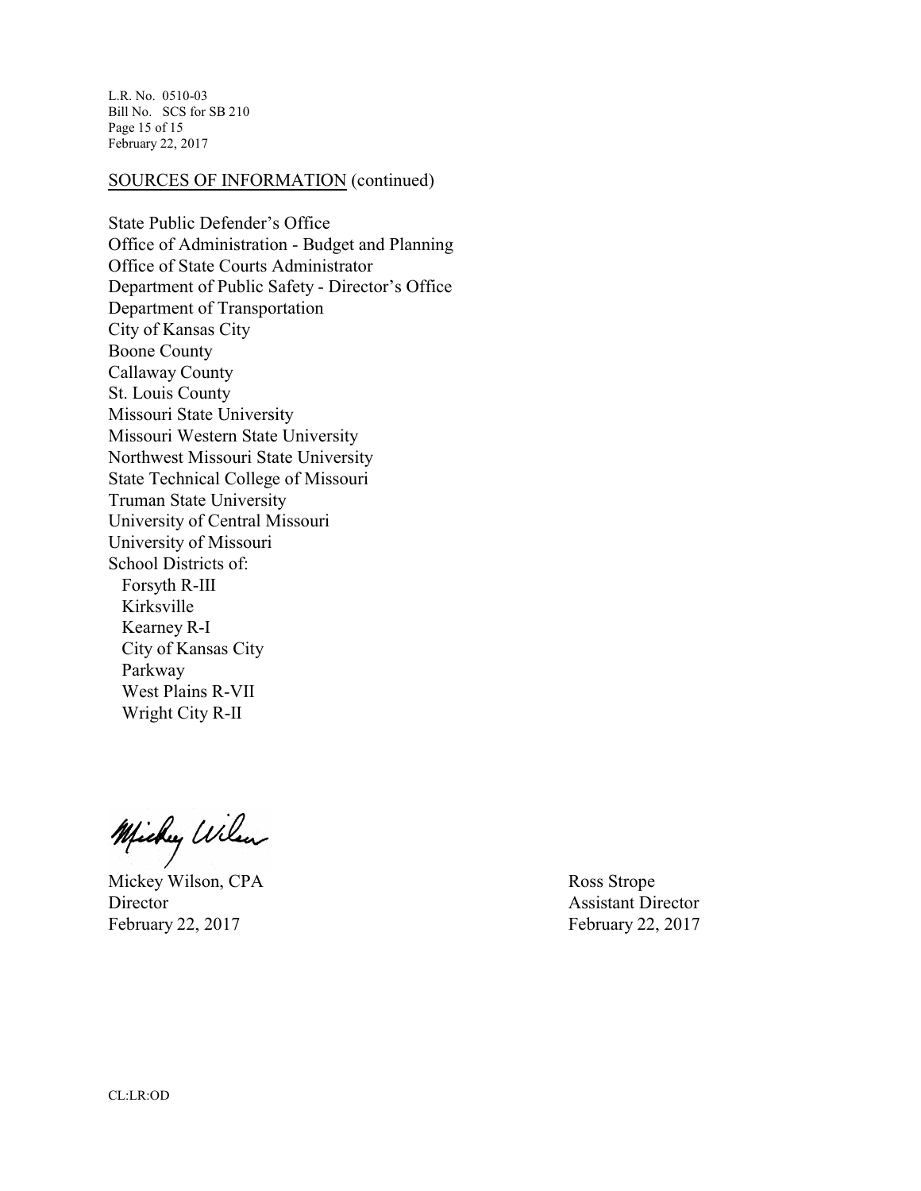<u>SOURCES OF INFORMATION</u> (continued)

State Public Defender's Office
Office of Administration - Budget and Planning
Office of State Courts Administrator
Department of Public Safety - Director's Office
Department of Transportation
City of Kansas City
Boone County
Callaway County
St. Louis County
Missouri State University
Missouri Western State University
Northwest Missouri State University
State Technical College of Missouri
Truman State University
University of Central Missouri
University of Missouri
School Districts of:
- Forsyth R-III
- Kirksville
- Kearney R-I
- City of Kansas City
- Parkway
- West Plains R-VII
- Wright City R-II

Mickey Wilson, CPA
Director
February 22, 2017

Ross Strope
Assistant Director
February 22, 2017

CL:LR:OD